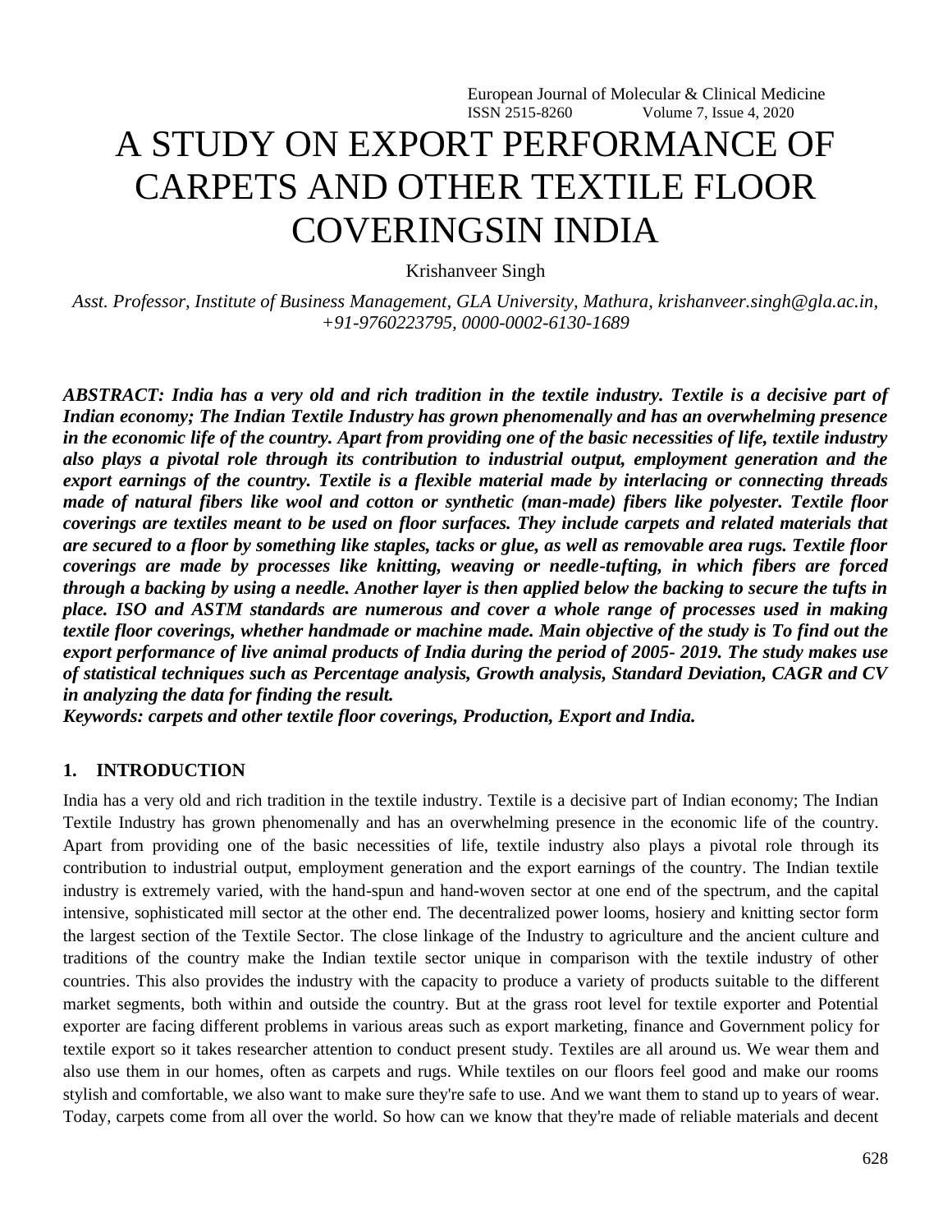# A STUDY ON EXPORT PERFORMANCE OF CARPETS AND OTHER TEXTILE FLOOR COVERINGSIN INDIA

Krishanveer Singh

*Asst. Professor, Institute of Business Management, GLA University, Mathura, krishanveer.singh@gla.ac.in, +91-9760223795, 0000-0002-6130-1689*

***ABSTRACT: India has a very old and rich tradition in the textile industry. Textile is a decisive part of Indian economy; The Indian Textile Industry has grown phenomenally and has an overwhelming presence in the economic life of the country. Apart from providing one of the basic necessities of life, textile industry also plays a pivotal role through its contribution to industrial output, employment generation and the export earnings of the country. Textile is a flexible material made by interlacing or connecting threads made of natural fibers like wool and cotton or synthetic (man-made) fibers like polyester. Textile floor coverings are textiles meant to be used on floor surfaces. They include carpets and related materials that are secured to a floor by something like staples, tacks or glue, as well as removable area rugs. Textile floor coverings are made by processes like knitting, weaving or needle-tufting, in which fibers are forced through a backing by using a needle. Another layer is then applied below the backing to secure the tufts in place. ISO and ASTM standards are numerous and cover a whole range of processes used in making textile floor coverings, whether handmade or machine made. Main objective of the study is To find out the export performance of live animal products of India during the period of 2005- 2019. The study makes use of statistical techniques such as Percentage analysis, Growth analysis, Standard Deviation, CAGR and CV in analyzing the data for finding the result.***

***Keywords: carpets and other textile floor coverings, Production, Export and India.***

## 1. INTRODUCTION

India has a very old and rich tradition in the textile industry. Textile is a decisive part of Indian economy; The Indian Textile Industry has grown phenomenally and has an overwhelming presence in the economic life of the country. Apart from providing one of the basic necessities of life, textile industry also plays a pivotal role through its contribution to industrial output, employment generation and the export earnings of the country. The Indian textile industry is extremely varied, with the hand-spun and hand-woven sector at one end of the spectrum, and the capital intensive, sophisticated mill sector at the other end. The decentralized power looms, hosiery and knitting sector form the largest section of the Textile Sector. The close linkage of the Industry to agriculture and the ancient culture and traditions of the country make the Indian textile sector unique in comparison with the textile industry of other countries. This also provides the industry with the capacity to produce a variety of products suitable to the different market segments, both within and outside the country. But at the grass root level for textile exporter and Potential exporter are facing different problems in various areas such as export marketing, finance and Government policy for textile export so it takes researcher attention to conduct present study. Textiles are all around us. We wear them and also use them in our homes, often as carpets and rugs. While textiles on our floors feel good and make our rooms stylish and comfortable, we also want to make sure they're safe to use. And we want them to stand up to years of wear. Today, carpets come from all over the world. So how can we know that they're made of reliable materials and decent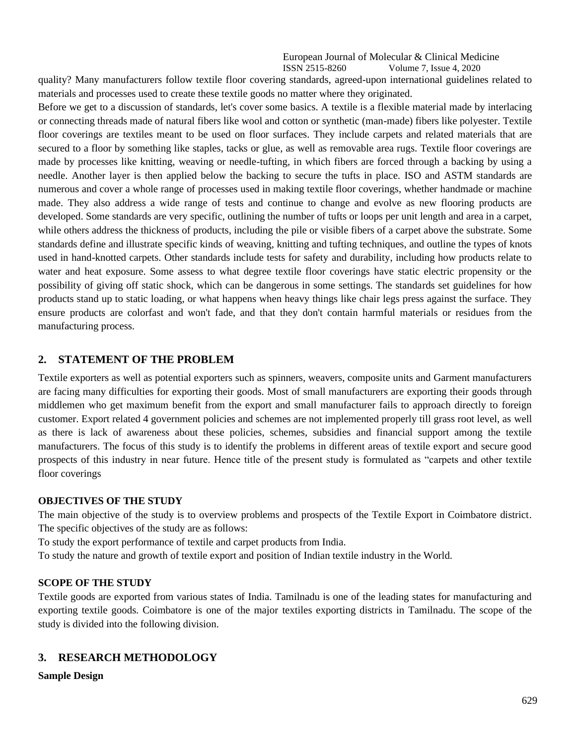quality? Many manufacturers follow textile floor covering standards, agreed-upon international guidelines related to materials and processes used to create these textile goods no matter where they originated.

Before we get to a discussion of standards, let's cover some basics. A textile is a flexible material made by interlacing or connecting threads made of natural fibers like wool and cotton or synthetic (man-made) fibers like polyester. Textile floor coverings are textiles meant to be used on floor surfaces. They include carpets and related materials that are secured to a floor by something like staples, tacks or glue, as well as removable area rugs. Textile floor coverings are made by processes like knitting, weaving or needle-tufting, in which fibers are forced through a backing by using a needle. Another layer is then applied below the backing to secure the tufts in place. ISO and ASTM standards are numerous and cover a whole range of processes used in making textile floor coverings, whether handmade or machine made. They also address a wide range of tests and continue to change and evolve as new flooring products are developed. Some standards are very specific, outlining the number of tufts or loops per unit length and area in a carpet, while others address the thickness of products, including the pile or visible fibers of a carpet above the substrate. Some standards define and illustrate specific kinds of weaving, knitting and tufting techniques, and outline the types of knots used in hand-knotted carpets. Other standards include tests for safety and durability, including how products relate to water and heat exposure. Some assess to what degree textile floor coverings have static electric propensity or the possibility of giving off static shock, which can be dangerous in some settings. The standards set guidelines for how products stand up to static loading, or what happens when heavy things like chair legs press against the surface. They ensure products are colorfast and won't fade, and that they don't contain harmful materials or residues from the manufacturing process.

## 2. STATEMENT OF THE PROBLEM

Textile exporters as well as potential exporters such as spinners, weavers, composite units and Garment manufacturers are facing many difficulties for exporting their goods. Most of small manufacturers are exporting their goods through middlemen who get maximum benefit from the export and small manufacturer fails to approach directly to foreign customer. Export related 4 government policies and schemes are not implemented properly till grass root level, as well as there is lack of awareness about these policies, schemes, subsidies and financial support among the textile manufacturers. The focus of this study is to identify the problems in different areas of textile export and secure good prospects of this industry in near future. Hence title of the present study is formulated as "carpets and other textile floor coverings

### OBJECTIVES OF THE STUDY

The main objective of the study is to overview problems and prospects of the Textile Export in Coimbatore district. The specific objectives of the study are as follows:

To study the export performance of textile and carpet products from India.

To study the nature and growth of textile export and position of Indian textile industry in the World.

### SCOPE OF THE STUDY

Textile goods are exported from various states of India. Tamilnadu is one of the leading states for manufacturing and exporting textile goods. Coimbatore is one of the major textiles exporting districts in Tamilnadu. The scope of the study is divided into the following division.

## 3. RESEARCH METHODOLOGY

### Sample Design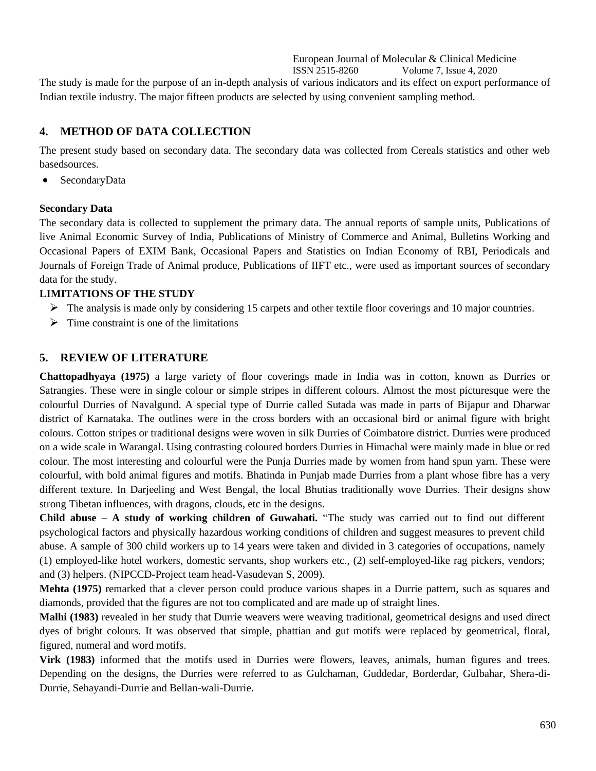The study is made for the purpose of an in-depth analysis of various indicators and its effect on export performance of Indian textile industry. The major fifteen products are selected by using convenient sampling method.

## 4. METHOD OF DATA COLLECTION

The present study based on secondary data. The secondary data was collected from Cereals statistics and other web basedsources.

- SecondaryData

**Secondary Data**

The secondary data is collected to supplement the primary data. The annual reports of sample units, Publications of live Animal Economic Survey of India, Publications of Ministry of Commerce and Animal, Bulletins Working and Occasional Papers of EXIM Bank, Occasional Papers and Statistics on Indian Economy of RBI, Periodicals and Journals of Foreign Trade of Animal produce, Publications of IIFT etc., were used as important sources of secondary data for the study.

**LIMITATIONS OF THE STUDY**

- The analysis is made only by considering 15 carpets and other textile floor coverings and 10 major countries.
- Time constraint is one of the limitations

## 5. REVIEW OF LITERATURE

**Chattopadhyaya (1975)** a large variety of floor coverings made in India was in cotton, known as Durries or Satrangies. These were in single colour or simple stripes in different colours. Almost the most picturesque were the colourful Durries of Navalgund. A special type of Durrie called Sutada was made in parts of Bijapur and Dharwar district of Karnataka. The outlines were in the cross borders with an occasional bird or animal figure with bright colours. Cotton stripes or traditional designs were woven in silk Durries of Coimbatore district. Durries were produced on a wide scale in Warangal. Using contrasting coloured borders Durries in Himachal were mainly made in blue or red colour. The most interesting and colourful were the Punja Durries made by women from hand spun yarn. These were colourful, with bold animal figures and motifs. Bhatinda in Punjab made Durries from a plant whose fibre has a very different texture. In Darjeeling and West Bengal, the local Bhutias traditionally wove Durries. Their designs show strong Tibetan influences, with dragons, clouds, etc in the designs.

**Child abuse – A study of working children of Guwahati.** "The study was carried out to find out different psychological factors and physically hazardous working conditions of children and suggest measures to prevent child abuse. A sample of 300 child workers up to 14 years were taken and divided in 3 categories of occupations, namely (1) employed-like hotel workers, domestic servants, shop workers etc., (2) self-employed-like rag pickers, vendors; and (3) helpers. (NIPCCD-Project team head-Vasudevan S, 2009).

**Mehta (1975)** remarked that a clever person could produce various shapes in a Durrie pattern, such as squares and diamonds, provided that the figures are not too complicated and are made up of straight lines.

**Malhi (1983)** revealed in her study that Durrie weavers were weaving traditional, geometrical designs and used direct dyes of bright colours. It was observed that simple, phattian and gut motifs were replaced by geometrical, floral, figured, numeral and word motifs.

**Virk (1983)** informed that the motifs used in Durries were flowers, leaves, animals, human figures and trees. Depending on the designs, the Durries were referred to as Gulchaman, Guddedar, Borderdar, Gulbahar, Shera-di-Durrie, Sehayandi-Durrie and Bellan-wali-Durrie.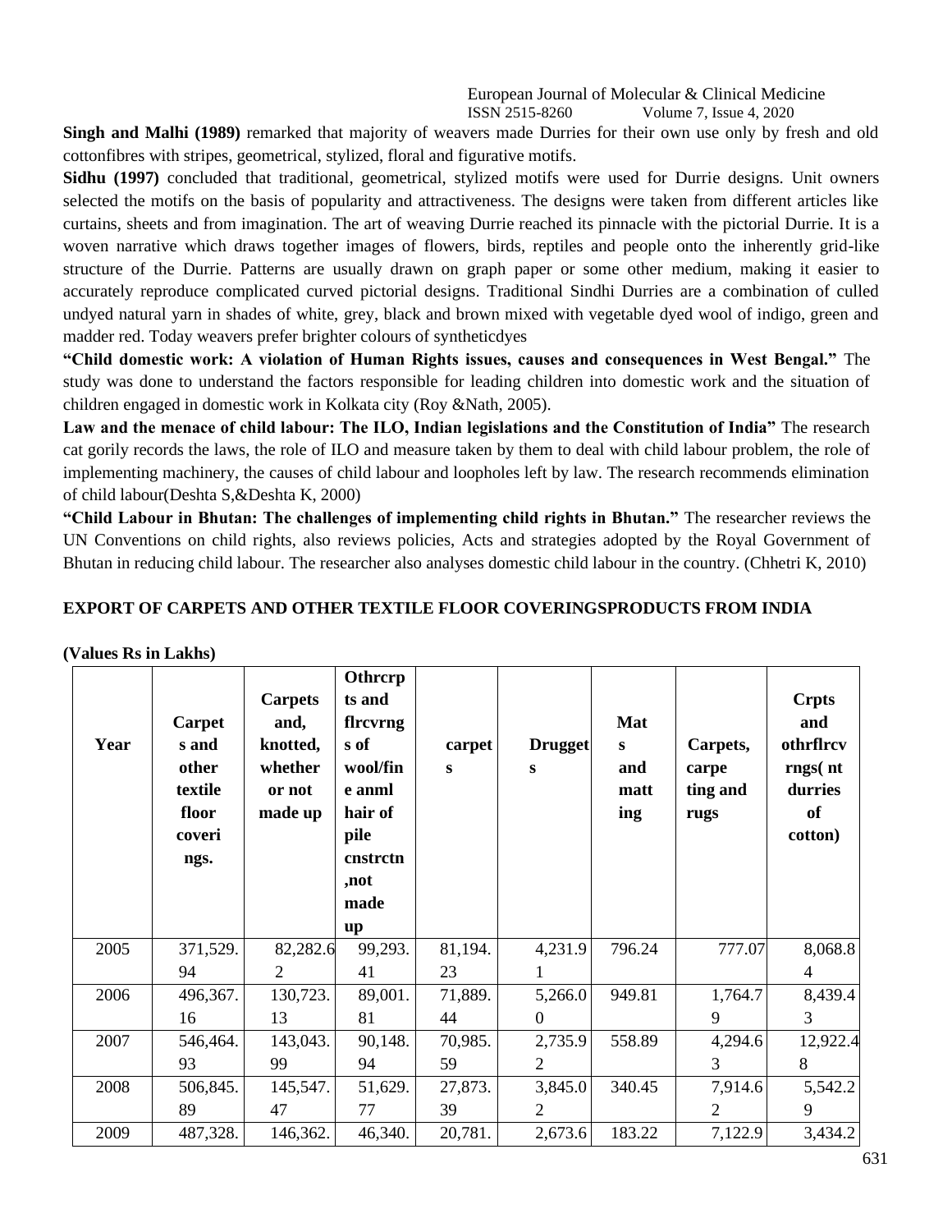**Singh and Malhi (1989)** remarked that majority of weavers made Durries for their own use only by fresh and old cottonfibres with stripes, geometrical, stylized, floral and figurative motifs.

**Sidhu (1997)** concluded that traditional, geometrical, stylized motifs were used for Durrie designs. Unit owners selected the motifs on the basis of popularity and attractiveness. The designs were taken from different articles like curtains, sheets and from imagination. The art of weaving Durrie reached its pinnacle with the pictorial Durrie. It is a woven narrative which draws together images of flowers, birds, reptiles and people onto the inherently grid-like structure of the Durrie. Patterns are usually drawn on graph paper or some other medium, making it easier to accurately reproduce complicated curved pictorial designs. Traditional Sindhi Durries are a combination of culled undyed natural yarn in shades of white, grey, black and brown mixed with vegetable dyed wool of indigo, green and madder red. Today weavers prefer brighter colours of syntheticdyes

**"Child domestic work: A violation of Human Rights issues, causes and consequences in West Bengal."** The study was done to understand the factors responsible for leading children into domestic work and the situation of children engaged in domestic work in Kolkata city (Roy &Nath, 2005).

**Law and the menace of child labour: The ILO, Indian legislations and the Constitution of India"** The research cat gorily records the laws, the role of ILO and measure taken by them to deal with child labour problem, the role of implementing machinery, the causes of child labour and loopholes left by law. The research recommends elimination of child labour(Deshta S,&Deshta K, 2000)

**"Child Labour in Bhutan: The challenges of implementing child rights in Bhutan."** The researcher reviews the UN Conventions on child rights, also reviews policies, Acts and strategies adopted by the Royal Government of Bhutan in reducing child labour. The researcher also analyses domestic child labour in the country. (Chhetri K, 2010)

**EXPORT OF CARPETS AND OTHER TEXTILE FLOOR COVERINGSPRODUCTS FROM INDIA**

**(Values Rs in Lakhs)**

| Year | Carpets and other textile floor coverings. | Carpets and, knotted, whether or not made up | Othrcrpts and flrcvrngs of wool/fine anml hair of pile cnstrctn,not made up | carpets | Druggets | Mats and matting | Carpets, carpeting and rugs | Crpts and othrflrcvrngs( nt durries of cotton) |
|---|---|---|---|---|---|---|---|---|
| 2005 | 371,529.94 | 82,282.62 | 99,293.41 | 81,194.23 | 4,231.91 | 796.24 | 777.07 | 8,068.84 |
| 2006 | 496,367.16 | 130,723.13 | 89,001.81 | 71,889.44 | 5,266.00 | 949.81 | 1,764.79 | 8,439.43 |
| 2007 | 546,464.93 | 143,043.99 | 90,148.94 | 70,985.59 | 2,735.92 | 558.89 | 4,294.63 | 12,922.48 |
| 2008 | 506,845.89 | 145,547.47 | 51,629.77 | 27,873.39 | 3,845.02 | 340.45 | 7,914.62 | 5,542.29 |
| 2009 | 487,328. | 146,362. | 46,340. | 20,781. | 2,673.6 | 183.22 | 7,122.9 | 3,434.2 |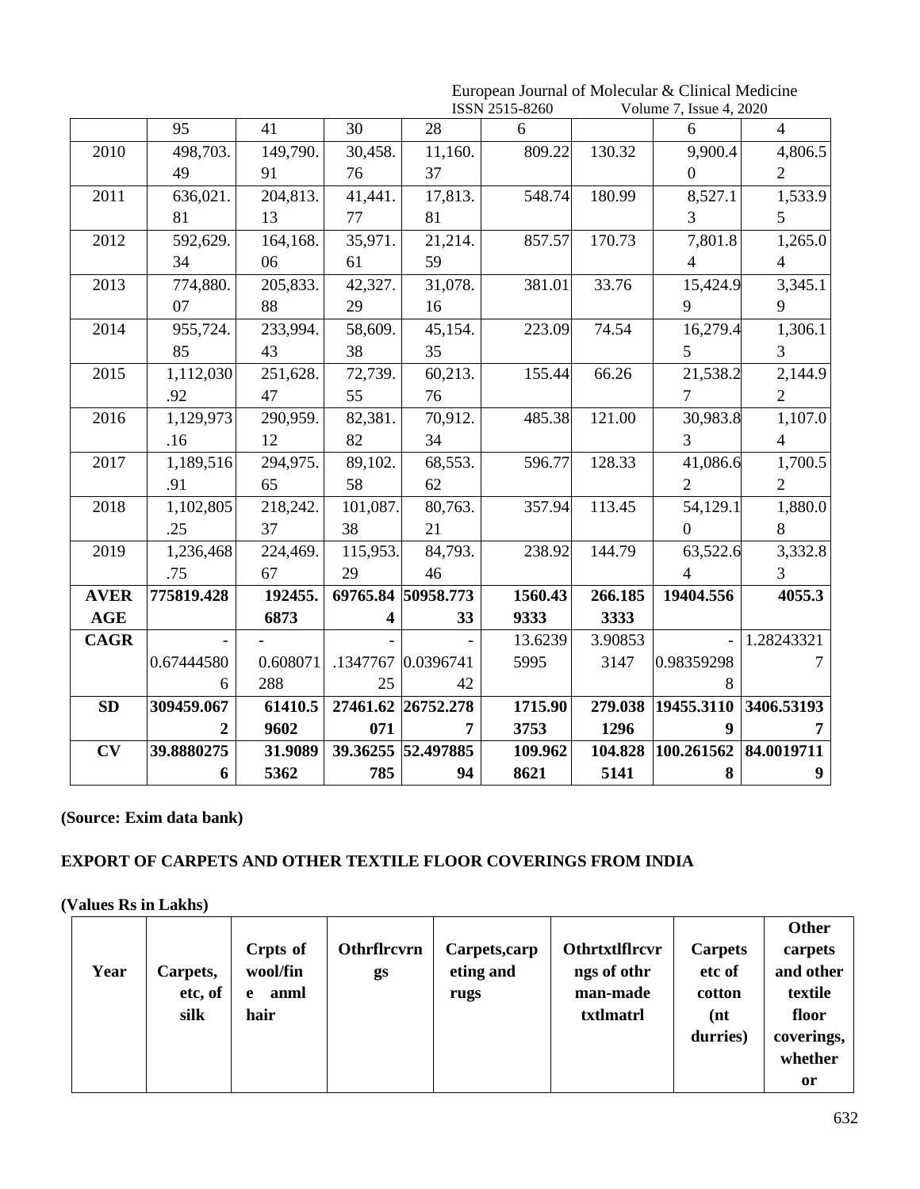|  | 95 | 41 | 30 | 28 | 6 |  | 6 | 4 |
|---|---|---|---|---|---|---|---|---|
| 2010 | 498,703.49 | 149,790.91 | 30,458.76 | 11,160.37 | 809.22 | 130.32 | 9,900.40 | 4,806.52 |
| 2011 | 636,021.81 | 204,813.13 | 41,441.77 | 17,813.81 | 548.74 | 180.99 | 8,527.13 | 1,533.95 |
| 2012 | 592,629.34 | 164,168.06 | 35,971.61 | 21,214.59 | 857.57 | 170.73 | 7,801.84 | 1,265.04 |
| 2013 | 774,880.07 | 205,833.88 | 42,327.29 | 31,078.16 | 381.01 | 33.76 | 15,424.99 | 3,345.19 |
| 2014 | 955,724.85 | 233,994.43 | 58,609.38 | 45,154.35 | 223.09 | 74.54 | 16,279.45 | 1,306.13 |
| 2015 | 1,112,030.92 | 251,628.47 | 72,739.55 | 60,213.76 | 155.44 | 66.26 | 21,538.27 | 2,144.92 |
| 2016 | 1,129,973.16 | 290,959.12 | 82,381.82 | 70,912.34 | 485.38 | 121.00 | 30,983.83 | 1,107.04 |
| 2017 | 1,189,516.91 | 294,975.65 | 89,102.58 | 68,553.62 | 596.77 | 128.33 | 41,086.62 | 1,700.52 |
| 2018 | 1,102,805.25 | 218,242.37 | 101,087.38 | 80,763.21 | 357.94 | 113.45 | 54,129.10 | 1,880.08 |
| 2019 | 1,236,468.75 | 224,469.67 | 115,953.29 | 84,793.46 | 238.92 | 144.79 | 63,522.64 | 3,332.83 |
| **AVERAGE** | **775819.428** | **192455.6873** | **69765.844** | **50958.77333** | **1560.439333** | **266.1853333** | **19404.556** | **4055.3** |
| **CAGR** | -0.674445806 | -0.608071288 | -.134776725 | -0.039674142 | 13.62395995 | 3.908533147 | -0.983592988 | 1.282433217 |
| **SD** | **309459.0672** | **61410.59602** | **27461.62071** | **26752.2787** | **1715.903753** | **279.0381296** | **19455.31109** | **3406.531937** |
| **CV** | **39.88802756** | **31.90895362** | **39.36255785** | **52.49788594** | **109.9628621** | **104.8285141** | **100.2615628** | **84.00197119** |

**(Source: Exim data bank)**

**EXPORT OF CARPETS AND OTHER TEXTILE FLOOR COVERINGS FROM INDIA**

**(Values Rs in Lakhs)**

| Year | Carpets, etc, of silk | Crpts of wool/fine anml hair | Othrflrcvrngs | Carpets,carpeting and rugs | Othrtxtlflrcvrngs of othr man-made txtlmatrl | Carpets etc of cotton (nt durries) | Other carpets and other textile floor coverings, whether or |
|---|---|---|---|---|---|---|---|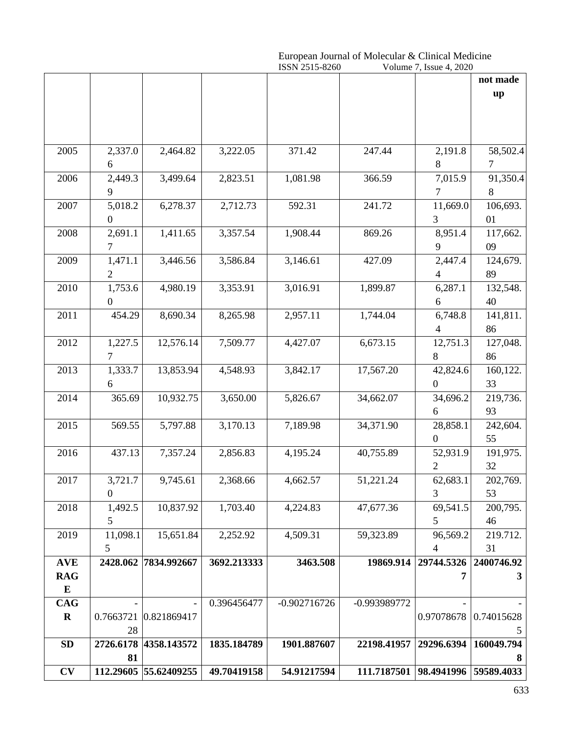| | | | | | | | not made up |
|---|---|---|---|---|---|---|---|
| 2005 | 2,337.06 | 2,464.82 | 3,222.05 | 371.42 | 247.44 | 2,191.88 | 58,502.47 |
| 2006 | 2,449.39 | 3,499.64 | 2,823.51 | 1,081.98 | 366.59 | 7,015.97 | 91,350.48 |
| 2007 | 5,018.20 | 6,278.37 | 2,712.73 | 592.31 | 241.72 | 11,669.03 | 106,693.01 |
| 2008 | 2,691.17 | 1,411.65 | 3,357.54 | 1,908.44 | 869.26 | 8,951.49 | 117,662.09 |
| 2009 | 1,471.12 | 3,446.56 | 3,586.84 | 3,146.61 | 427.09 | 2,447.44 | 124,679.89 |
| 2010 | 1,753.60 | 4,980.19 | 3,353.91 | 3,016.91 | 1,899.87 | 6,287.16 | 132,548.40 |
| 2011 | 454.29 | 8,690.34 | 8,265.98 | 2,957.11 | 1,744.04 | 6,748.84 | 141,811.86 |
| 2012 | 1,227.57 | 12,576.14 | 7,509.77 | 4,427.07 | 6,673.15 | 12,751.38 | 127,048.86 |
| 2013 | 1,333.76 | 13,853.94 | 4,548.93 | 3,842.17 | 17,567.20 | 42,824.60 | 160,122.33 |
| 2014 | 365.69 | 10,932.75 | 3,650.00 | 5,826.67 | 34,662.07 | 34,696.26 | 219,736.93 |
| 2015 | 569.55 | 5,797.88 | 3,170.13 | 7,189.98 | 34,371.90 | 28,858.10 | 242,604.55 |
| 2016 | 437.13 | 7,357.24 | 2,856.83 | 4,195.24 | 40,755.89 | 52,931.92 | 191,975.32 |
| 2017 | 3,721.70 | 9,745.61 | 2,368.66 | 4,662.57 | 51,221.24 | 62,683.13 | 202,769.53 |
| 2018 | 1,492.55 | 10,837.92 | 1,703.40 | 4,224.83 | 47,677.36 | 69,541.55 | 200,795.46 |
| 2019 | 11,098.15 | 15,651.84 | 2,252.92 | 4,509.31 | 59,323.89 | 96,569.24 | 219.712.31 |
| **AVERAGE** | **2428.062** | **7834.992667** | **3692.213333** | **3463.508** | **19869.914** | **29744.53267** | **2400746.923** |
| **CAGR** | -0.766372128 | -0.821869417 | 0.396456477 | -0.902716726 | -0.993989772 | -0.97078678 | -0.740156285 |
| **SD** | **2726.617881** | **4358.143572** | **1835.184789** | **1901.887607** | **22198.41957** | **29296.6394** | **160049.7948** |
| **CV** | **112.29605** | **55.62409255** | **49.70419158** | **54.91217594** | **111.7187501** | **98.4941996** | **59589.4033** |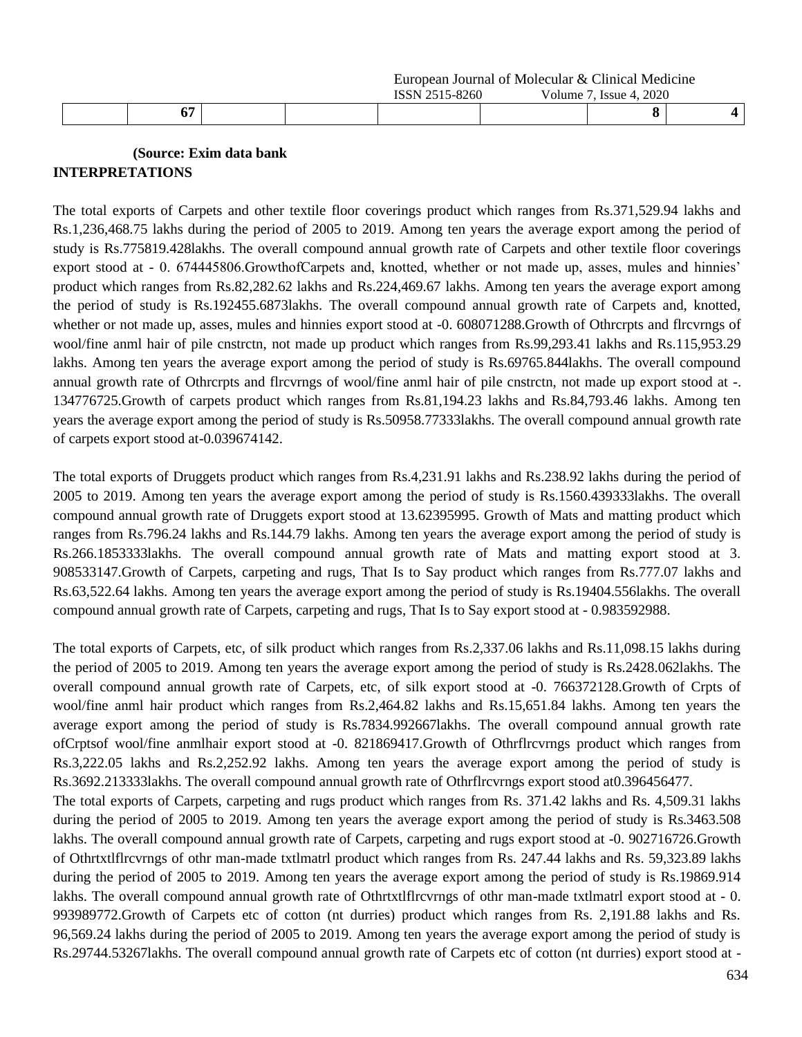|  | 67 |  |  |  |  | 8 | 4 |
|---|---|---|---|---|---|---|---|

**(Source: Exim data bank**

**INTERPRETATIONS**

The total exports of Carpets and other textile floor coverings product which ranges from Rs.371,529.94 lakhs and Rs.1,236,468.75 lakhs during the period of 2005 to 2019. Among ten years the average export among the period of study is Rs.775819.428lakhs. The overall compound annual growth rate of Carpets and other textile floor coverings export stood at - 0. 674445806.GrowthofCarpets and, knotted, whether or not made up, asses, mules and hinnies' product which ranges from Rs.82,282.62 lakhs and Rs.224,469.67 lakhs. Among ten years the average export among the period of study is Rs.192455.6873lakhs. The overall compound annual growth rate of Carpets and, knotted, whether or not made up, asses, mules and hinnies export stood at -0. 608071288.Growth of Othrcrpts and flrcvrngs of wool/fine anml hair of pile cnstrctn, not made up product which ranges from Rs.99,293.41 lakhs and Rs.115,953.29 lakhs. Among ten years the average export among the period of study is Rs.69765.844lakhs. The overall compound annual growth rate of Othrcrpts and flrcvrngs of wool/fine anml hair of pile cnstrctn, not made up export stood at -. 134776725.Growth of carpets product which ranges from Rs.81,194.23 lakhs and Rs.84,793.46 lakhs. Among ten years the average export among the period of study is Rs.50958.77333lakhs. The overall compound annual growth rate of carpets export stood at-0.039674142.

The total exports of Druggets product which ranges from Rs.4,231.91 lakhs and Rs.238.92 lakhs during the period of 2005 to 2019. Among ten years the average export among the period of study is Rs.1560.439333lakhs. The overall compound annual growth rate of Druggets export stood at 13.62395995. Growth of Mats and matting product which ranges from Rs.796.24 lakhs and Rs.144.79 lakhs. Among ten years the average export among the period of study is Rs.266.1853333lakhs. The overall compound annual growth rate of Mats and matting export stood at 3. 908533147.Growth of Carpets, carpeting and rugs, That Is to Say product which ranges from Rs.777.07 lakhs and Rs.63,522.64 lakhs. Among ten years the average export among the period of study is Rs.19404.556lakhs. The overall compound annual growth rate of Carpets, carpeting and rugs, That Is to Say export stood at - 0.983592988.

The total exports of Carpets, etc, of silk product which ranges from Rs.2,337.06 lakhs and Rs.11,098.15 lakhs during the period of 2005 to 2019. Among ten years the average export among the period of study is Rs.2428.062lakhs. The overall compound annual growth rate of Carpets, etc, of silk export stood at -0. 766372128.Growth of Crpts of wool/fine anml hair product which ranges from Rs.2,464.82 lakhs and Rs.15,651.84 lakhs. Among ten years the average export among the period of study is Rs.7834.992667lakhs. The overall compound annual growth rate ofCrptsof wool/fine anmlhair export stood at -0. 821869417.Growth of Othrflrcvrngs product which ranges from Rs.3,222.05 lakhs and Rs.2,252.92 lakhs. Among ten years the average export among the period of study is Rs.3692.213333lakhs. The overall compound annual growth rate of Othrflrcvrngs export stood at0.396456477.

The total exports of Carpets, carpeting and rugs product which ranges from Rs. 371.42 lakhs and Rs. 4,509.31 lakhs during the period of 2005 to 2019. Among ten years the average export among the period of study is Rs.3463.508 lakhs. The overall compound annual growth rate of Carpets, carpeting and rugs export stood at -0. 902716726.Growth of Othrtxtlflrcvrngs of othr man-made txtlmatrl product which ranges from Rs. 247.44 lakhs and Rs. 59,323.89 lakhs during the period of 2005 to 2019. Among ten years the average export among the period of study is Rs.19869.914 lakhs. The overall compound annual growth rate of Othrtxtlflrcvrngs of othr man-made txtlmatrl export stood at - 0. 993989772.Growth of Carpets etc of cotton (nt durries) product which ranges from Rs. 2,191.88 lakhs and Rs. 96,569.24 lakhs during the period of 2005 to 2019. Among ten years the average export among the period of study is Rs.29744.53267lakhs. The overall compound annual growth rate of Carpets etc of cotton (nt durries) export stood at -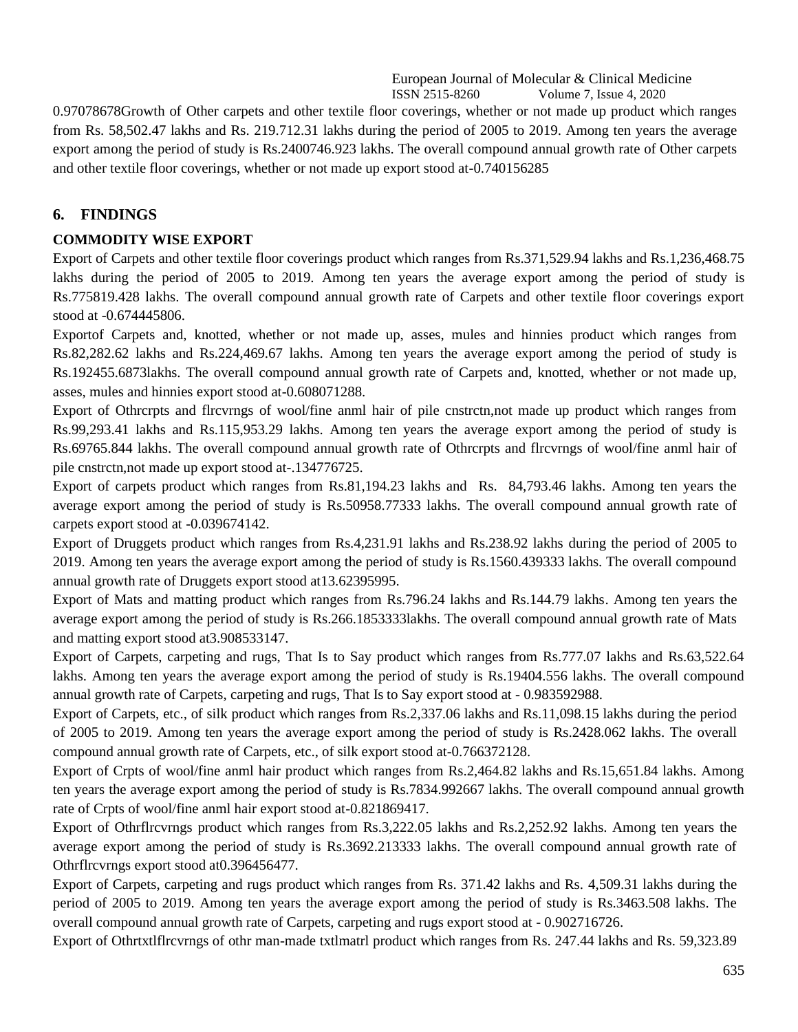0.97078678Growth of Other carpets and other textile floor coverings, whether or not made up product which ranges from Rs. 58,502.47 lakhs and Rs. 219.712.31 lakhs during the period of 2005 to 2019. Among ten years the average export among the period of study is Rs.2400746.923 lakhs. The overall compound annual growth rate of Other carpets and other textile floor coverings, whether or not made up export stood at-0.740156285

## 6. FINDINGS

### COMMODITY WISE EXPORT

Export of Carpets and other textile floor coverings product which ranges from Rs.371,529.94 lakhs and Rs.1,236,468.75 lakhs during the period of 2005 to 2019. Among ten years the average export among the period of study is Rs.775819.428 lakhs. The overall compound annual growth rate of Carpets and other textile floor coverings export stood at -0.674445806.

Exportof Carpets and, knotted, whether or not made up, asses, mules and hinnies product which ranges from Rs.82,282.62 lakhs and Rs.224,469.67 lakhs. Among ten years the average export among the period of study is Rs.192455.6873lakhs. The overall compound annual growth rate of Carpets and, knotted, whether or not made up, asses, mules and hinnies export stood at-0.608071288.

Export of Othrcrpts and flrcvrngs of wool/fine anml hair of pile cnstrctn,not made up product which ranges from Rs.99,293.41 lakhs and Rs.115,953.29 lakhs. Among ten years the average export among the period of study is Rs.69765.844 lakhs. The overall compound annual growth rate of Othrcrpts and flrcvrngs of wool/fine anml hair of pile cnstrctn,not made up export stood at-.134776725.

Export of carpets product which ranges from Rs.81,194.23 lakhs and Rs. 84,793.46 lakhs. Among ten years the average export among the period of study is Rs.50958.77333 lakhs. The overall compound annual growth rate of carpets export stood at -0.039674142.

Export of Druggets product which ranges from Rs.4,231.91 lakhs and Rs.238.92 lakhs during the period of 2005 to 2019. Among ten years the average export among the period of study is Rs.1560.439333 lakhs. The overall compound annual growth rate of Druggets export stood at13.62395995.

Export of Mats and matting product which ranges from Rs.796.24 lakhs and Rs.144.79 lakhs. Among ten years the average export among the period of study is Rs.266.1853333lakhs. The overall compound annual growth rate of Mats and matting export stood at3.908533147.

Export of Carpets, carpeting and rugs, That Is to Say product which ranges from Rs.777.07 lakhs and Rs.63,522.64 lakhs. Among ten years the average export among the period of study is Rs.19404.556 lakhs. The overall compound annual growth rate of Carpets, carpeting and rugs, That Is to Say export stood at - 0.983592988.

Export of Carpets, etc., of silk product which ranges from Rs.2,337.06 lakhs and Rs.11,098.15 lakhs during the period of 2005 to 2019. Among ten years the average export among the period of study is Rs.2428.062 lakhs. The overall compound annual growth rate of Carpets, etc., of silk export stood at-0.766372128.

Export of Crpts of wool/fine anml hair product which ranges from Rs.2,464.82 lakhs and Rs.15,651.84 lakhs. Among ten years the average export among the period of study is Rs.7834.992667 lakhs. The overall compound annual growth rate of Crpts of wool/fine anml hair export stood at-0.821869417.

Export of Othrflrcvrngs product which ranges from Rs.3,222.05 lakhs and Rs.2,252.92 lakhs. Among ten years the average export among the period of study is Rs.3692.213333 lakhs. The overall compound annual growth rate of Othrflrcvrngs export stood at0.396456477.

Export of Carpets, carpeting and rugs product which ranges from Rs. 371.42 lakhs and Rs. 4,509.31 lakhs during the period of 2005 to 2019. Among ten years the average export among the period of study is Rs.3463.508 lakhs. The overall compound annual growth rate of Carpets, carpeting and rugs export stood at - 0.902716726.

Export of Othrtxtlflrcvrngs of othr man-made txtlmatrl product which ranges from Rs. 247.44 lakhs and Rs. 59,323.89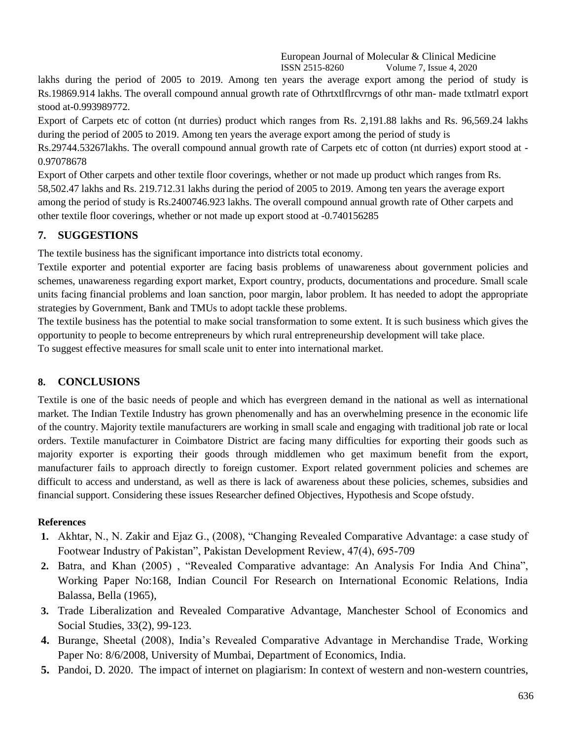lakhs during the period of 2005 to 2019. Among ten years the average export among the period of study is Rs.19869.914 lakhs. The overall compound annual growth rate of Othrtxtlflrcvrngs of othr man- made txtlmatrl export stood at-0.993989772.

Export of Carpets etc of cotton (nt durries) product which ranges from Rs. 2,191.88 lakhs and Rs. 96,569.24 lakhs during the period of 2005 to 2019. Among ten years the average export among the period of study is Rs.29744.53267lakhs. The overall compound annual growth rate of Carpets etc of cotton (nt durries) export stood at -0.97078678

Export of Other carpets and other textile floor coverings, whether or not made up product which ranges from Rs. 58,502.47 lakhs and Rs. 219.712.31 lakhs during the period of 2005 to 2019. Among ten years the average export among the period of study is Rs.2400746.923 lakhs. The overall compound annual growth rate of Other carpets and other textile floor coverings, whether or not made up export stood at -0.740156285

## 7. SUGGESTIONS

The textile business has the significant importance into districts total economy.

Textile exporter and potential exporter are facing basis problems of unawareness about government policies and schemes, unawareness regarding export market, Export country, products, documentations and procedure. Small scale units facing financial problems and loan sanction, poor margin, labor problem. It has needed to adopt the appropriate strategies by Government, Bank and TMUs to adopt tackle these problems.

The textile business has the potential to make social transformation to some extent. It is such business which gives the opportunity to people to become entrepreneurs by which rural entrepreneurship development will take place.

To suggest effective measures for small scale unit to enter into international market.

## 8. CONCLUSIONS

Textile is one of the basic needs of people and which has evergreen demand in the national as well as international market. The Indian Textile Industry has grown phenomenally and has an overwhelming presence in the economic life of the country. Majority textile manufacturers are working in small scale and engaging with traditional job rate or local orders. Textile manufacturer in Coimbatore District are facing many difficulties for exporting their goods such as majority exporter is exporting their goods through middlemen who get maximum benefit from the export, manufacturer fails to approach directly to foreign customer. Export related government policies and schemes are difficult to access and understand, as well as there is lack of awareness about these policies, schemes, subsidies and financial support. Considering these issues Researcher defined Objectives, Hypothesis and Scope ofstudy.

**References**

1. Akhtar, N., N. Zakir and Ejaz G., (2008), "Changing Revealed Comparative Advantage: a case study of Footwear Industry of Pakistan", Pakistan Development Review, 47(4), 695-709
2. Batra, and Khan (2005) , "Revealed Comparative advantage: An Analysis For India And China", Working Paper No:168, Indian Council For Research on International Economic Relations, India Balassa, Bella (1965),
3. Trade Liberalization and Revealed Comparative Advantage, Manchester School of Economics and Social Studies, 33(2), 99-123.
4. Burange, Sheetal (2008), India's Revealed Comparative Advantage in Merchandise Trade, Working Paper No: 8/6/2008, University of Mumbai, Department of Economics, India.
5. Pandoi, D. 2020. The impact of internet on plagiarism: In context of western and non-western countries,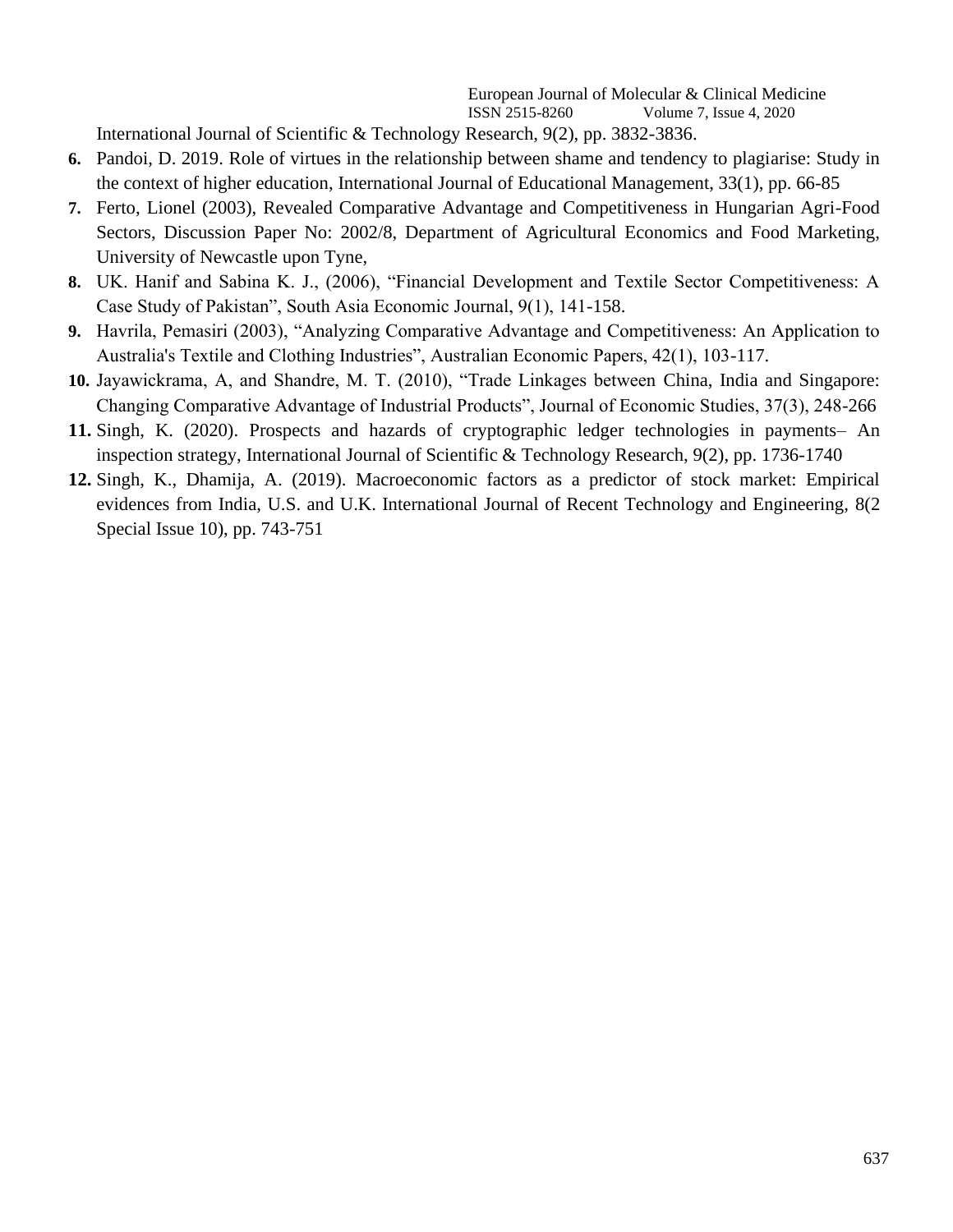International Journal of Scientific & Technology Research, 9(2), pp. 3832-3836.

6. Pandoi, D. 2019. Role of virtues in the relationship between shame and tendency to plagiarise: Study in the context of higher education, International Journal of Educational Management, 33(1), pp. 66-85
7. Ferto, Lionel (2003), Revealed Comparative Advantage and Competitiveness in Hungarian Agri-Food Sectors, Discussion Paper No: 2002/8, Department of Agricultural Economics and Food Marketing, University of Newcastle upon Tyne,
8. UK. Hanif and Sabina K. J., (2006), "Financial Development and Textile Sector Competitiveness: A Case Study of Pakistan", South Asia Economic Journal, 9(1), 141-158.
9. Havrila, Pemasiri (2003), "Analyzing Comparative Advantage and Competitiveness: An Application to Australia's Textile and Clothing Industries", Australian Economic Papers, 42(1), 103-117.
10. Jayawickrama, A, and Shandre, M. T. (2010), "Trade Linkages between China, India and Singapore: Changing Comparative Advantage of Industrial Products", Journal of Economic Studies, 37(3), 248-266
11. Singh, K. (2020). Prospects and hazards of cryptographic ledger technologies in payments– An inspection strategy, International Journal of Scientific & Technology Research, 9(2), pp. 1736-1740
12. Singh, K., Dhamija, A. (2019). Macroeconomic factors as a predictor of stock market: Empirical evidences from India, U.S. and U.K. International Journal of Recent Technology and Engineering, 8(2 Special Issue 10), pp. 743-751